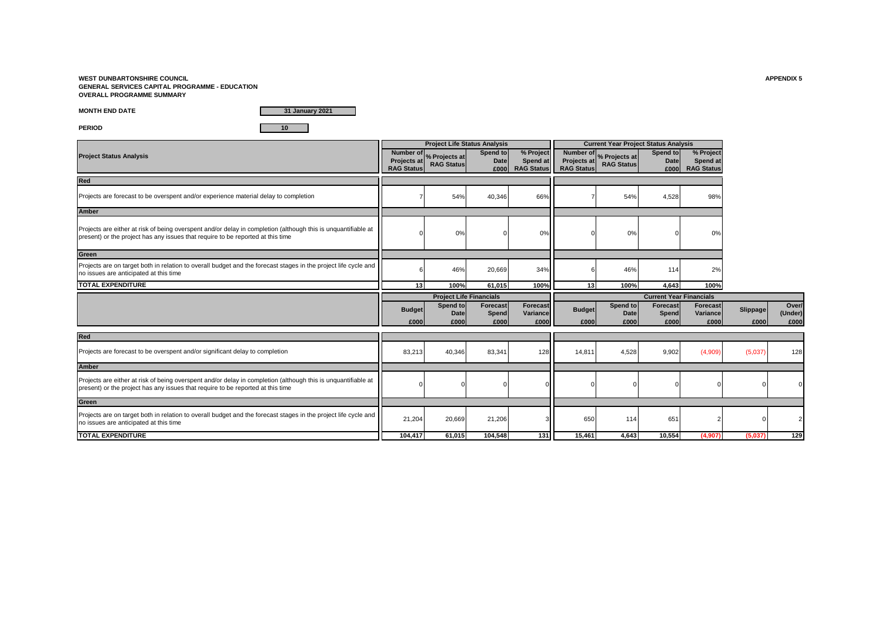**WEST DUNBARTONSHIRE COUNCIL**
**GENERAL SERVICES CAPITAL PROGRAMME - EDUCATION**
**OVERALL PROGRAMME SUMMARY**

**APPENDIX 5**

**MONTH END DATE** 31 January 2021

**PERIOD** 10

| Project Status Analysis | Project Life Status Analysis | | | | Current Year Project Status Analysis | | | |
|---|---|---|---|---|---|---|---|---|
| | Number of Projects at RAG Status | % Projects at RAG Status | Spend to Date £000 | % Project Spend at RAG Status | Number of Projects at RAG Status | % Projects at RAG Status | Spend to Date £000 | % Project Spend at RAG Status |
| **Red** | | | | | | | | |
| Projects are forecast to be overspent and/or experience material delay to completion | 7 | 54% | 40,346 | 66% | 7 | 54% | 4,528 | 98% |
| **Amber** | | | | | | | | |
| Projects are either at risk of being overspent and/or delay in completion (although this is unquantifiable at present) or the project has any issues that require to be reported at this time | 0 | 0% | 0 | 0% | 0 | 0% | 0 | 0% |
| **Green** | | | | | | | | |
| Projects are on target both in relation to overall budget and the forecast stages in the project life cycle and no issues are anticipated at this time | 6 | 46% | 20,669 | 34% | 6 | 46% | 114 | 2% |
| **TOTAL EXPENDITURE** | 13 | 100% | 61,015 | 100% | 13 | 100% | 4,643 | 100% |

| | Project Life Financials | | | | Current Year Financials | | | | | |
|---|---|---|---|---|---|---|---|---|---|---|
| | Budget £000 | Spend to Date £000 | Forecast Spend £000 | Forecast Variance £000 | Budget £000 | Spend to Date £000 | Forecast Spend £000 | Forecast Variance £000 | Slippage £000 | Over/ (Under) £000 |
| **Red** | | | | | | | | | | |
| Projects are forecast to be overspent and/or significant delay to completion | 83,213 | 40,346 | 83,341 | 128 | 14,811 | 4,528 | 9,902 | (4,909) | (5,037) | 128 |
| **Amber** | | | | | | | | | | |
| Projects are either at risk of being overspent and/or delay in completion (although this is unquantifiable at present) or the project has any issues that require to be reported at this time | 0 | 0 | 0 | 0 | 0 | 0 | 0 | 0 | 0 | 0 |
| **Green** | | | | | | | | | | |
| Projects are on target both in relation to overall budget and the forecast stages in the project life cycle and no issues are anticipated at this time | 21,204 | 20,669 | 21,206 | 3 | 650 | 114 | 651 | 2 | 0 | 2 |
| **TOTAL EXPENDITURE** | 104,417 | 61,015 | 104,548 | 131 | 15,461 | 4,643 | 10,554 | (4,907) | (5,037) | 129 |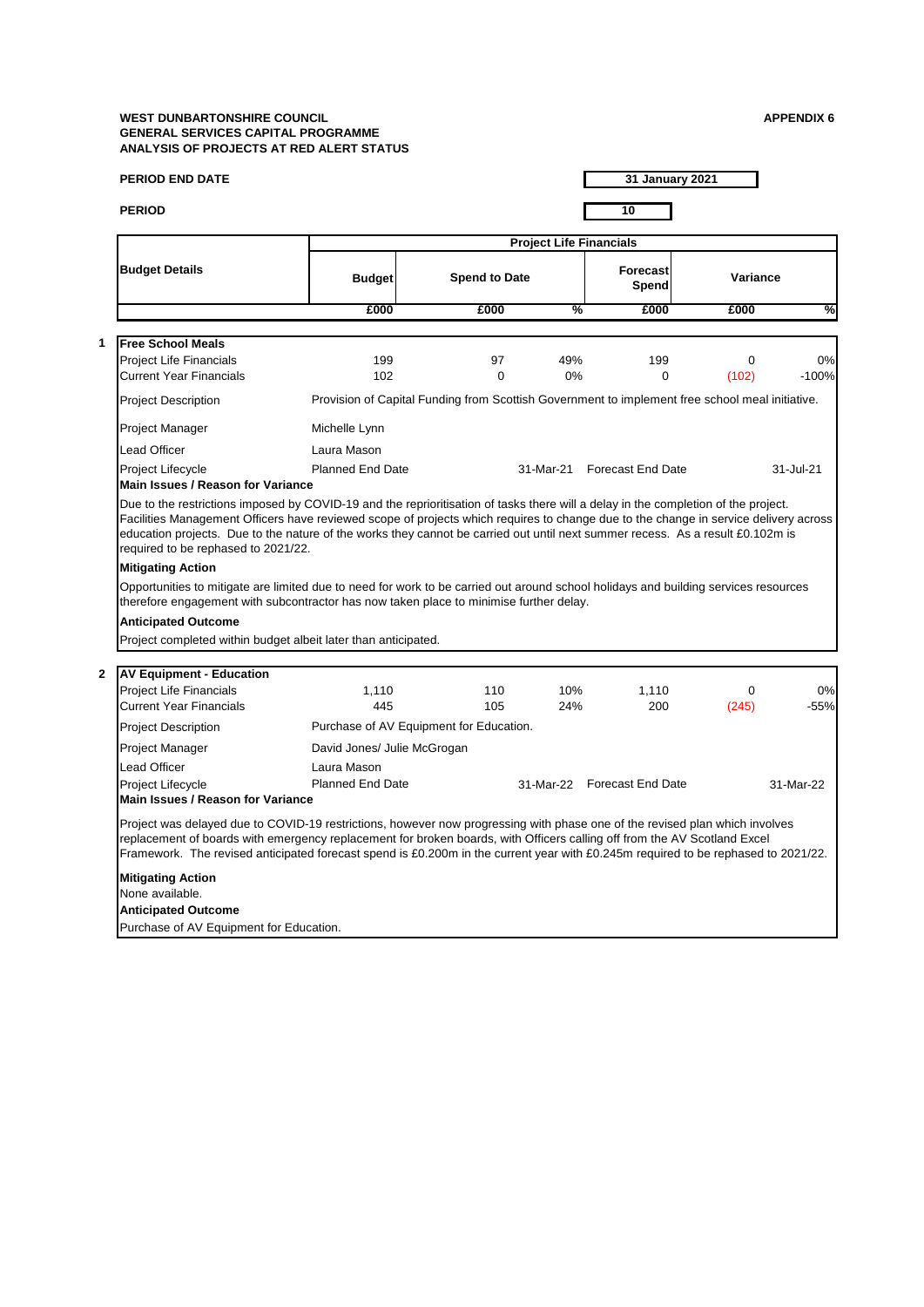**WEST DUNBARTONSHIRE COUNCIL**
**GENERAL SERVICES CAPITAL PROGRAMME**
**ANALYSIS OF PROJECTS AT RED ALERT STATUS**

**APPENDIX 6**

**PERIOD END DATE** — **31 January 2021**

**PERIOD** — **10**

| Budget Details | Project Life Financials | | | | | |
|---|---|---|---|---|---|---|
| | Budget | Spend to Date | | Forecast Spend | Variance | |
| | £000 | £000 | % | £000 | £000 | % |

**1 Free School Meals**

| | Budget £000 | Spend to Date £000 | % | Forecast Spend £000 | Variance £000 | % |
|---|---|---|---|---|---|---|
| Project Life Financials | 199 | 97 | 49% | 199 | 0 | 0% |
| Current Year Financials | 102 | 0 | 0% | 0 | (102) | -100% |

Project Description: Provision of Capital Funding from Scottish Government to implement free school meal initiative.

Project Manager: Michelle Lynn

Lead Officer: Laura Mason

Project Lifecycle: Planned End Date 31-Mar-21 — Forecast End Date 31-Jul-21

**Main Issues / Reason for Variance**

Due to the restrictions imposed by COVID-19 and the reprioritisation of tasks there will a delay in the completion of the project. Facilities Management Officers have reviewed scope of projects which requires to change due to the change in service delivery across education projects. Due to the nature of the works they cannot be carried out until next summer recess. As a result £0.102m is required to be rephased to 2021/22.

**Mitigating Action**

Opportunities to mitigate are limited due to need for work to be carried out around school holidays and building services resources therefore engagement with subcontractor has now taken place to minimise further delay.

**Anticipated Outcome**

Project completed within budget albeit later than anticipated.

**2 AV Equipment - Education**

| | Budget £000 | Spend to Date £000 | % | Forecast Spend £000 | Variance £000 | % |
|---|---|---|---|---|---|---|
| Project Life Financials | 1,110 | 110 | 10% | 1,110 | 0 | 0% |
| Current Year Financials | 445 | 105 | 24% | 200 | (245) | -55% |

Project Description: Purchase of AV Equipment for Education.

Project Manager: David Jones/ Julie McGrogan

Lead Officer: Laura Mason

Project Lifecycle: Planned End Date 31-Mar-22 — Forecast End Date 31-Mar-22

**Main Issues / Reason for Variance**

Project was delayed due to COVID-19 restrictions, however now progressing with phase one of the revised plan which involves replacement of boards with emergency replacement for broken boards, with Officers calling off from the AV Scotland Excel Framework. The revised anticipated forecast spend is £0.200m in the current year with £0.245m required to be rephased to 2021/22.

**Mitigating Action**

None available.

**Anticipated Outcome**

Purchase of AV Equipment for Education.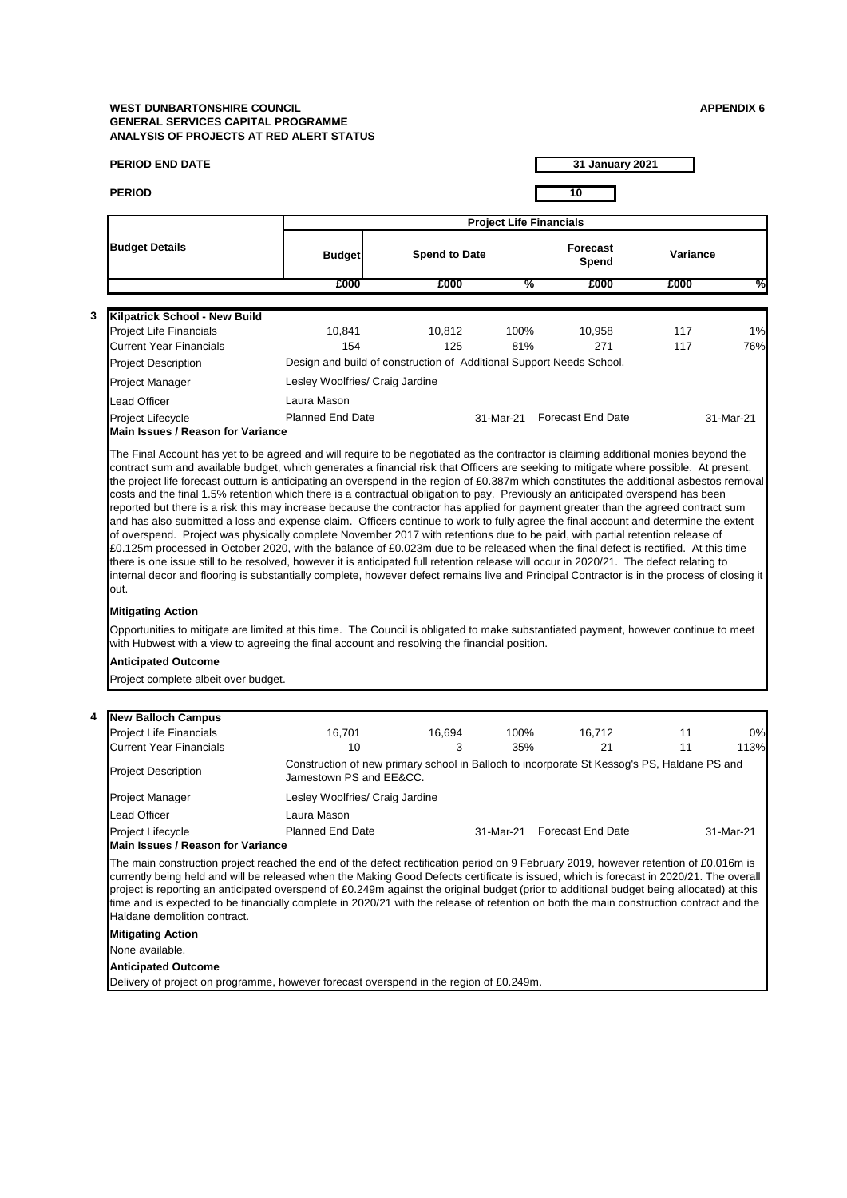**WEST DUNBARTONSHIRE COUNCIL**
**GENERAL SERVICES CAPITAL PROGRAMME**
**ANALYSIS OF PROJECTS AT RED ALERT STATUS**

**APPENDIX 6**

**PERIOD END DATE** 31 January 2021

**PERIOD** 10

| Budget Details | Project Life Financials | | | | | |
|---|---|---|---|---|---|---|
| | Budget | Spend to Date | | Forecast Spend | Variance | |
| | £000 | £000 | % | £000 | £000 | % |

## 3 Kilpatrick School - New Build

| | | | | | | |
|---|---|---|---|---|---|---|
| Project Life Financials | 10,841 | 10,812 | 100% | 10,958 | 117 | 1% |
| Current Year Financials | 154 | 125 | 81% | 271 | 117 | 76% |

| | |
|---|---|
| Project Description | Design and build of construction of Additional Support Needs School. |
| Project Manager | Lesley Woolfries/ Craig Jardine |
| Lead Officer | Laura Mason |
| Project Lifecycle | Planned End Date 31-Mar-21 · Forecast End Date 31-Mar-21 |

**Main Issues / Reason for Variance**

The Final Account has yet to be agreed and will require to be negotiated as the contractor is claiming additional monies beyond the contract sum and available budget, which generates a financial risk that Officers are seeking to mitigate where possible. At present, the project life forecast outturn is anticipating an overspend in the region of £0.387m which constitutes the additional asbestos removal costs and the final 1.5% retention which there is a contractual obligation to pay. Previously an anticipated overspend has been reported but there is a risk this may increase because the contractor has applied for payment greater than the agreed contract sum and has also submitted a loss and expense claim. Officers continue to work to fully agree the final account and determine the extent of overspend. Project was physically complete November 2017 with retentions due to be paid, with partial retention release of £0.125m processed in October 2020, with the balance of £0.023m due to be released when the final defect is rectified. At this time there is one issue still to be resolved, however it is anticipated full retention release will occur in 2020/21. The defect relating to internal decor and flooring is substantially complete, however defect remains live and Principal Contractor is in the process of closing it out.

**Mitigating Action**

Opportunities to mitigate are limited at this time. The Council is obligated to make substantiated payment, however continue to meet with Hubwest with a view to agreeing the final account and resolving the financial position.

**Anticipated Outcome**

Project complete albeit over budget.

## 4 New Balloch Campus

| | | | | | | |
|---|---|---|---|---|---|---|
| Project Life Financials | 16,701 | 16,694 | 100% | 16,712 | 11 | 0% |
| Current Year Financials | 10 | 3 | 35% | 21 | 11 | 113% |

| | |
|---|---|
| Project Description | Construction of new primary school in Balloch to incorporate St Kessog's PS, Haldane PS and Jamestown PS and EE&CC. |
| Project Manager | Lesley Woolfries/ Craig Jardine |
| Lead Officer | Laura Mason |
| Project Lifecycle | Planned End Date 31-Mar-21 · Forecast End Date 31-Mar-21 |

**Main Issues / Reason for Variance**

The main construction project reached the end of the defect rectification period on 9 February 2019, however retention of £0.016m is currently being held and will be released when the Making Good Defects certificate is issued, which is forecast in 2020/21. The overall project is reporting an anticipated overspend of £0.249m against the original budget (prior to additional budget being allocated) at this time and is expected to be financially complete in 2020/21 with the release of retention on both the main construction contract and the Haldane demolition contract.

**Mitigating Action**

None available.

**Anticipated Outcome**

Delivery of project on programme, however forecast overspend in the region of £0.249m.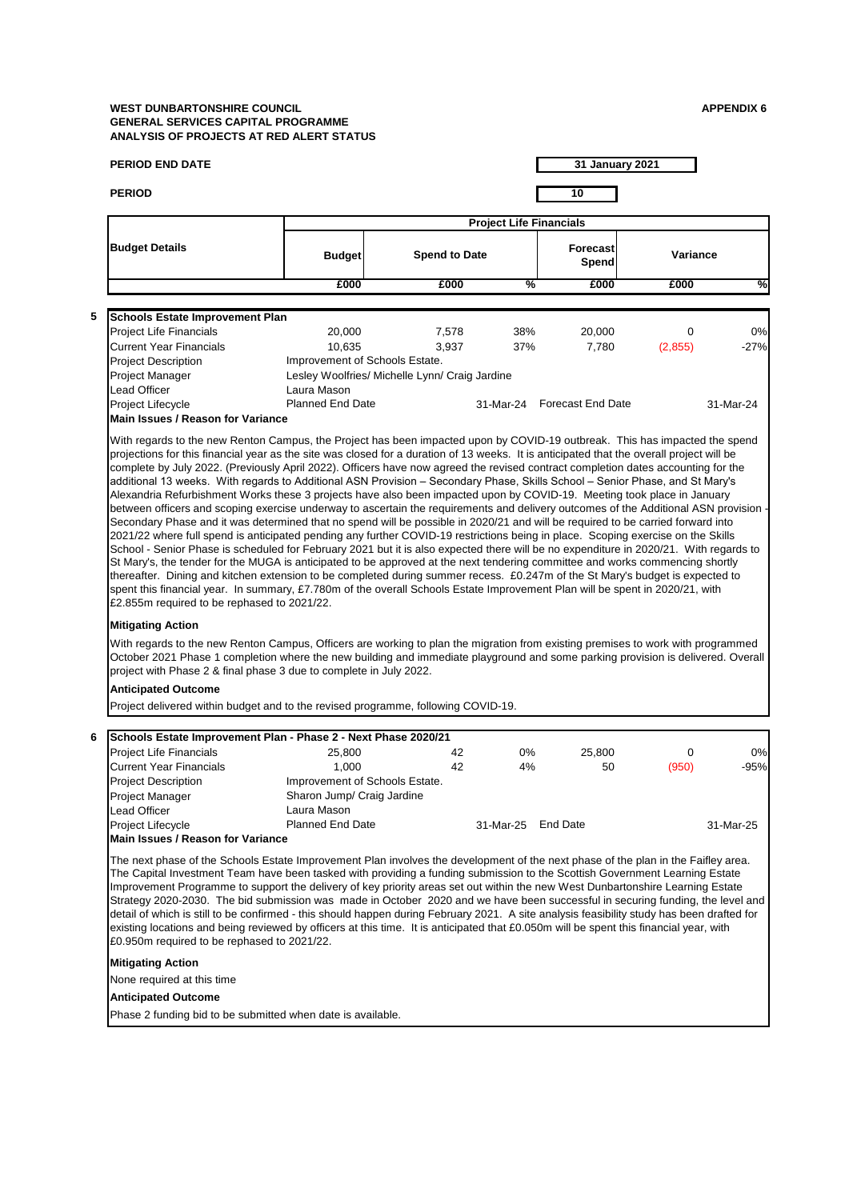**WEST DUNBARTONSHIRE COUNCIL**
**GENERAL SERVICES CAPITAL PROGRAMME**
**ANALYSIS OF PROJECTS AT RED ALERT STATUS**

**APPENDIX 6**

**PERIOD END DATE** **31 January 2021**

**PERIOD** **10**

| Budget Details | Project Life Financials | | | | | |
|---|---|---|---|---|---|---|
| | Budget | Spend to Date | | Forecast Spend | Variance | |
| | £000 | £000 | % | £000 | £000 | % |

**5 Schools Estate Improvement Plan**

| | | | | | | |
|---|---|---|---|---|---|---|
| Project Life Financials | 20,000 | 7,578 | 38% | 20,000 | 0 | 0% |
| Current Year Financials | 10,635 | 3,937 | 37% | 7,780 | (2,855) | -27% |
| Project Description | Improvement of Schools Estate. | | | | | |
| Project Manager | Lesley Woolfries/ Michelle Lynn/ Craig Jardine | | | | | |
| Lead Officer | Laura Mason | | | | | |
| Project Lifecycle | Planned End Date | | 31-Mar-24 | Forecast End Date | | 31-Mar-24 |

**Main Issues / Reason for Variance**

With regards to the new Renton Campus, the Project has been impacted upon by COVID-19 outbreak. This has impacted the spend projections for this financial year as the site was closed for a duration of 13 weeks. It is anticipated that the overall project will be complete by July 2022. (Previously April 2022). Officers have now agreed the revised contract completion dates accounting for the additional 13 weeks. With regards to Additional ASN Provision – Secondary Phase, Skills School – Senior Phase, and St Mary's Alexandria Refurbishment Works these 3 projects have also been impacted upon by COVID-19. Meeting took place in January between officers and scoping exercise underway to ascertain the requirements and delivery outcomes of the Additional ASN provision - Secondary Phase and it was determined that no spend will be possible in 2020/21 and will be required to be carried forward into 2021/22 where full spend is anticipated pending any further COVID-19 restrictions being in place. Scoping exercise on the Skills School - Senior Phase is scheduled for February 2021 but it is also expected there will be no expenditure in 2020/21. With regards to St Mary's, the tender for the MUGA is anticipated to be approved at the next tendering committee and works commencing shortly thereafter. Dining and kitchen extension to be completed during summer recess. £0.247m of the St Mary's budget is expected to spent this financial year. In summary, £7.780m of the overall Schools Estate Improvement Plan will be spent in 2020/21, with £2.855m required to be rephased to 2021/22.

**Mitigating Action**

With regards to the new Renton Campus, Officers are working to plan the migration from existing premises to work with programmed October 2021 Phase 1 completion where the new building and immediate playground and some parking provision is delivered. Overall project with Phase 2 & final phase 3 due to complete in July 2022.

**Anticipated Outcome**

Project delivered within budget and to the revised programme, following COVID-19.

**6 Schools Estate Improvement Plan - Phase 2 - Next Phase 2020/21**

| | | | | | | |
|---|---|---|---|---|---|---|
| Project Life Financials | 25,800 | 42 | 0% | 25,800 | 0 | 0% |
| Current Year Financials | 1,000 | 42 | 4% | 50 | (950) | -95% |
| Project Description | Improvement of Schools Estate. | | | | | |
| Project Manager | Sharon Jump/ Craig Jardine | | | | | |
| Lead Officer | Laura Mason | | | | | |
| Project Lifecycle | Planned End Date | | 31-Mar-25 | End Date | | 31-Mar-25 |

**Main Issues / Reason for Variance**

The next phase of the Schools Estate Improvement Plan involves the development of the next phase of the plan in the Faifley area. The Capital Investment Team have been tasked with providing a funding submission to the Scottish Government Learning Estate Improvement Programme to support the delivery of key priority areas set out within the new West Dunbartonshire Learning Estate Strategy 2020-2030. The bid submission was made in October 2020 and we have been successful in securing funding, the level and detail of which is still to be confirmed - this should happen during February 2021. A site analysis feasibility study has been drafted for existing locations and being reviewed by officers at this time. It is anticipated that £0.050m will be spent this financial year, with £0.950m required to be rephased to 2021/22.

**Mitigating Action**

None required at this time

**Anticipated Outcome**

Phase 2 funding bid to be submitted when date is available.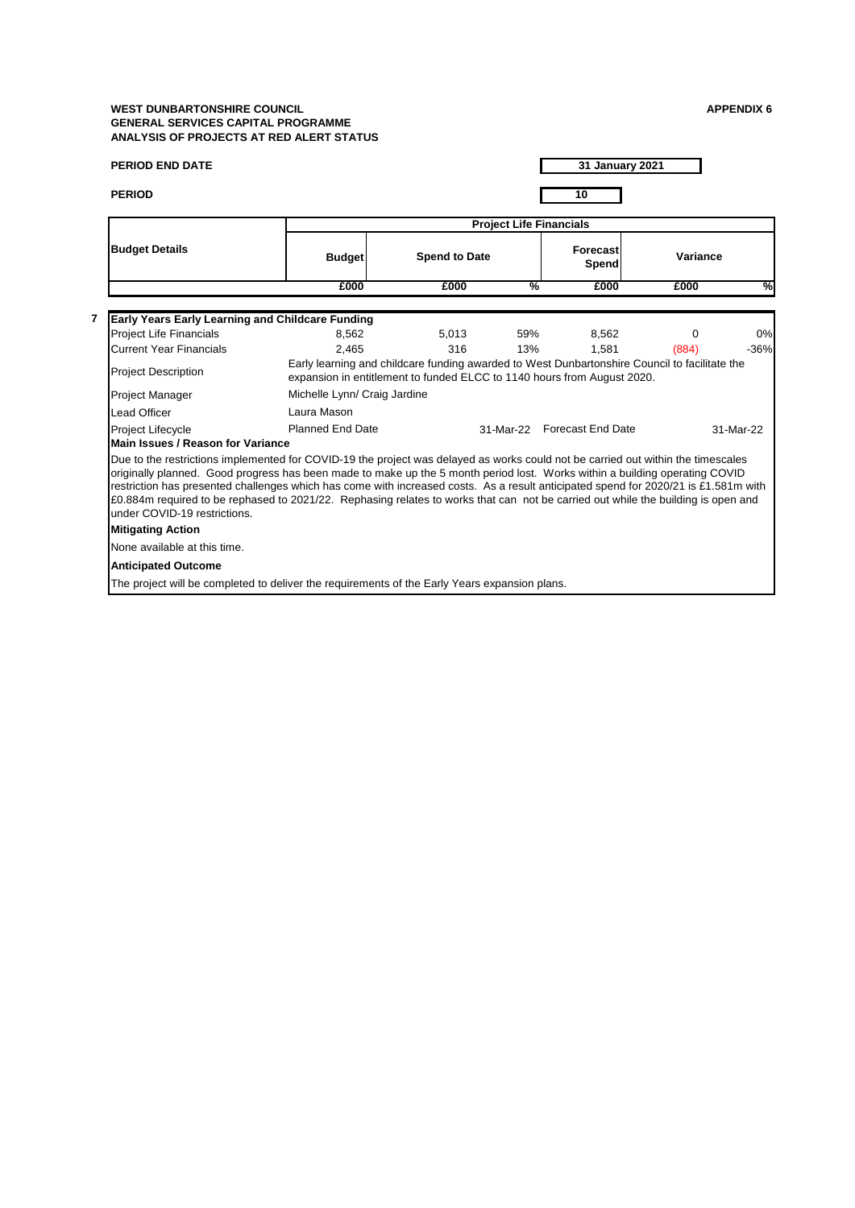**WEST DUNBARTONSHIRE COUNCIL**
**GENERAL SERVICES CAPITAL PROGRAMME**
**ANALYSIS OF PROJECTS AT RED ALERT STATUS**

**APPENDIX 6**

**PERIOD END DATE** 31 January 2021

**PERIOD** 10

| Budget Details | Project Life Financials | | | | | |
|---|---|---|---|---|---|---|
| | Budget | Spend to Date | | Forecast Spend | Variance | |
| | £000 | £000 | % | £000 | £000 | % |
| **7 Early Years Early Learning and Childcare Funding** | | | | | | |
| Project Life Financials | 8,562 | 5,013 | 59% | 8,562 | 0 | 0% |
| Current Year Financials | 2,465 | 316 | 13% | 1,581 | (884) | -36% |
| Project Description | Early learning and childcare funding awarded to West Dunbartonshire Council to facilitate the expansion in entitlement to funded ELCC to 1140 hours from August 2020. | | | | | |
| Project Manager | Michelle Lynn/ Craig Jardine | | | | | |
| Lead Officer | Laura Mason | | | | | |
| Project Lifecycle | Planned End Date | | 31-Mar-22 | Forecast End Date | | 31-Mar-22 |

**Main Issues / Reason for Variance**

Due to the restrictions implemented for COVID-19 the project was delayed as works could not be carried out within the timescales originally planned. Good progress has been made to make up the 5 month period lost. Works within a building operating COVID restriction has presented challenges which has come with increased costs. As a result anticipated spend for 2020/21 is £1.581m with £0.884m required to be rephased to 2021/22. Rephasing relates to works that can not be carried out while the building is open and under COVID-19 restrictions.

**Mitigating Action**

None available at this time.

**Anticipated Outcome**

The project will be completed to deliver the requirements of the Early Years expansion plans.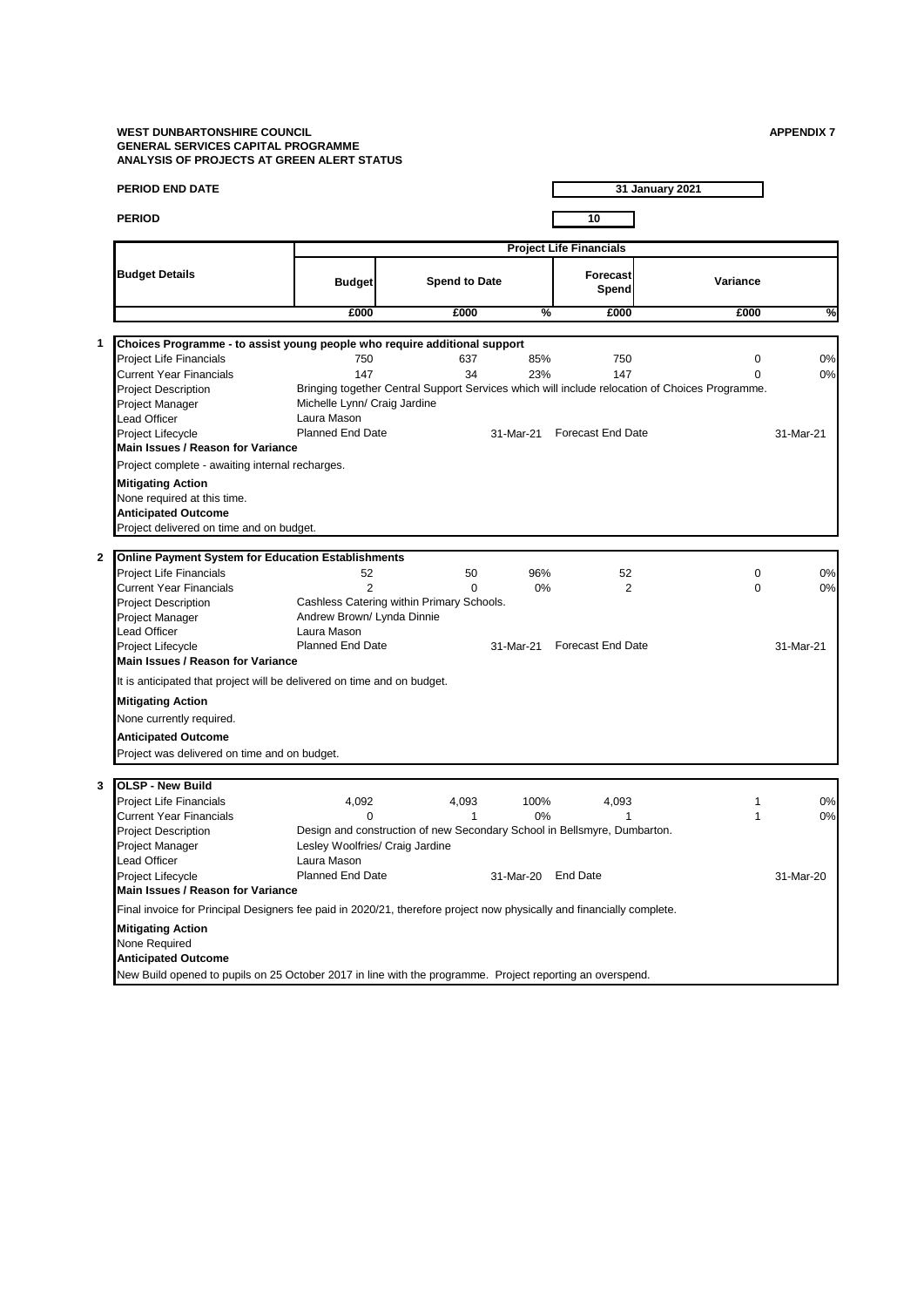**WEST DUNBARTONSHIRE COUNCIL**
**GENERAL SERVICES CAPITAL PROGRAMME**
**ANALYSIS OF PROJECTS AT GREEN ALERT STATUS**

**APPENDIX 7**

**PERIOD END DATE** 31 January 2021

**PERIOD** 10

| Budget Details | Project Life Financials | | | | | |
|---|---|---|---|---|---|---|
| | Budget | Spend to Date | | Forecast Spend | Variance | |
| | £000 | £000 | % | £000 | £000 | % |

**1 Choices Programme - to assist young people who require additional support**

| | | | | | | |
|---|---|---|---|---|---|---|
| Project Life Financials | 750 | 637 | 85% | 750 | 0 | 0% |
| Current Year Financials | 147 | 34 | 23% | 147 | 0 | 0% |

Project Description: Bringing together Central Support Services which will include relocation of Choices Programme.
Project Manager: Michelle Lynn/ Craig Jardine
Lead Officer: Laura Mason
Project Lifecycle: Planned End Date 31-Mar-21 Forecast End Date 31-Mar-21

**Main Issues / Reason for Variance**
Project complete - awaiting internal recharges.

**Mitigating Action**
None required at this time.

**Anticipated Outcome**
Project delivered on time and on budget.

**2 Online Payment System for Education Establishments**

| | | | | | | |
|---|---|---|---|---|---|---|
| Project Life Financials | 52 | 50 | 96% | 52 | 0 | 0% |
| Current Year Financials | 2 | 0 | 0% | 2 | 0 | 0% |

Project Description: Cashless Catering within Primary Schools.
Project Manager: Andrew Brown/ Lynda Dinnie
Lead Officer: Laura Mason
Project Lifecycle: Planned End Date 31-Mar-21 Forecast End Date 31-Mar-21

**Main Issues / Reason for Variance**
It is anticipated that project will be delivered on time and on budget.

**Mitigating Action**
None currently required.

**Anticipated Outcome**
Project was delivered on time and on budget.

**3 OLSP - New Build**

| | | | | | | |
|---|---|---|---|---|---|---|
| Project Life Financials | 4,092 | 4,093 | 100% | 4,093 | 1 | 0% |
| Current Year Financials | 0 | 1 | 0% | 1 | 1 | 0% |

Project Description: Design and construction of new Secondary School in Bellsmyre, Dumbarton.
Project Manager: Lesley Woolfries/ Craig Jardine
Lead Officer: Laura Mason
Project Lifecycle: Planned End Date 31-Mar-20 End Date 31-Mar-20

**Main Issues / Reason for Variance**
Final invoice for Principal Designers fee paid in 2020/21, therefore project now physically and financially complete.

**Mitigating Action**
None Required

**Anticipated Outcome**
New Build opened to pupils on 25 October 2017 in line with the programme. Project reporting an overspend.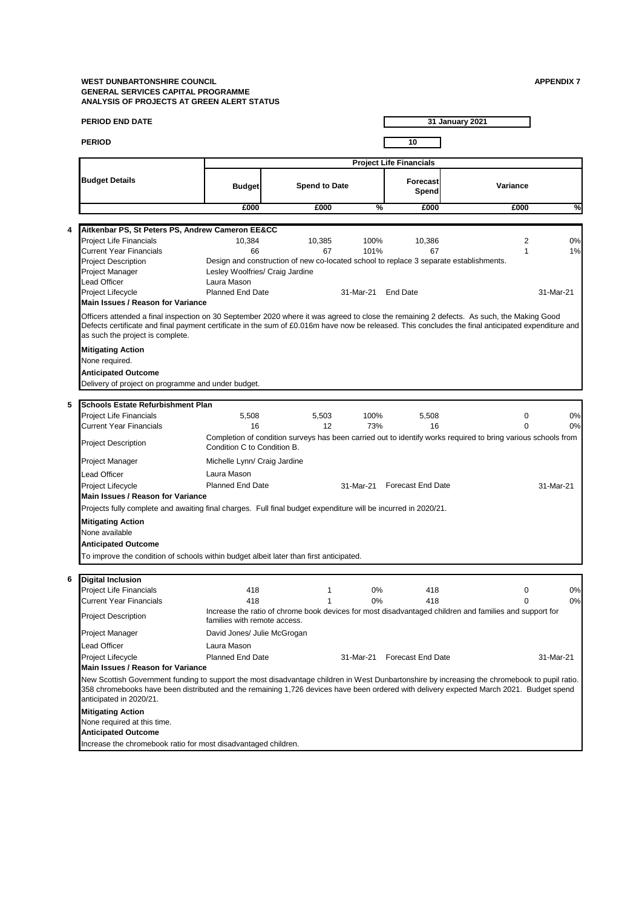**WEST DUNBARTONSHIRE COUNCIL**
**GENERAL SERVICES CAPITAL PROGRAMME**
**ANALYSIS OF PROJECTS AT GREEN ALERT STATUS**

**APPENDIX 7**

**PERIOD END DATE** 31 January 2021

**PERIOD** 10

| Budget Details | Project Life Financials | | | | | |
|---|---|---|---|---|---|---|
| | Budget | Spend to Date | | Forecast Spend | Variance | |
| | £000 | £000 | % | £000 | £000 | % |

**4 Aitkenbar PS, St Peters PS, Andrew Cameron EE&CC**

| | | | | | | |
|---|---|---|---|---|---|---|
| Project Life Financials | 10,384 | 10,385 | 100% | 10,386 | 2 | 0% |
| Current Year Financials | 66 | 67 | 101% | 67 | 1 | 1% |

Project Description: Design and construction of new co-located school to replace 3 separate establishments.
Project Manager: Lesley Woolfries/ Craig Jardine
Lead Officer: Laura Mason
Project Lifecycle: Planned End Date 31-Mar-21 End Date 31-Mar-21

**Main Issues / Reason for Variance**

Officers attended a final inspection on 30 September 2020 where it was agreed to close the remaining 2 defects. As such, the Making Good Defects certificate and final payment certificate in the sum of £0.016m have now be released. This concludes the final anticipated expenditure and as such the project is complete.

**Mitigating Action**

None required.

**Anticipated Outcome**

Delivery of project on programme and under budget.

**5 Schools Estate Refurbishment Plan**

| | | | | | | |
|---|---|---|---|---|---|---|
| Project Life Financials | 5,508 | 5,503 | 100% | 5,508 | 0 | 0% |
| Current Year Financials | 16 | 12 | 73% | 16 | 0 | 0% |

Project Description: Completion of condition surveys has been carried out to identify works required to bring various schools from Condition C to Condition B.
Project Manager: Michelle Lynn/ Craig Jardine
Lead Officer: Laura Mason
Project Lifecycle: Planned End Date 31-Mar-21 Forecast End Date 31-Mar-21

**Main Issues / Reason for Variance**

Projects fully complete and awaiting final charges. Full final budget expenditure will be incurred in 2020/21.

**Mitigating Action**

None available

**Anticipated Outcome**

To improve the condition of schools within budget albeit later than first anticipated.

**6 Digital Inclusion**

| | | | | | | |
|---|---|---|---|---|---|---|
| Project Life Financials | 418 | 1 | 0% | 418 | 0 | 0% |
| Current Year Financials | 418 | 1 | 0% | 418 | 0 | 0% |

Project Description: Increase the ratio of chrome book devices for most disadvantaged children and families and support for families with remote access.
Project Manager: David Jones/ Julie McGrogan
Lead Officer: Laura Mason
Project Lifecycle: Planned End Date 31-Mar-21 Forecast End Date 31-Mar-21

**Main Issues / Reason for Variance**

New Scottish Government funding to support the most disadvantage children in West Dunbartonshire by increasing the chromebook to pupil ratio. 358 chromebooks have been distributed and the remaining 1,726 devices have been ordered with delivery expected March 2021. Budget spend anticipated in 2020/21.

**Mitigating Action**

None required at this time.

**Anticipated Outcome**

Increase the chromebook ratio for most disadvantaged children.